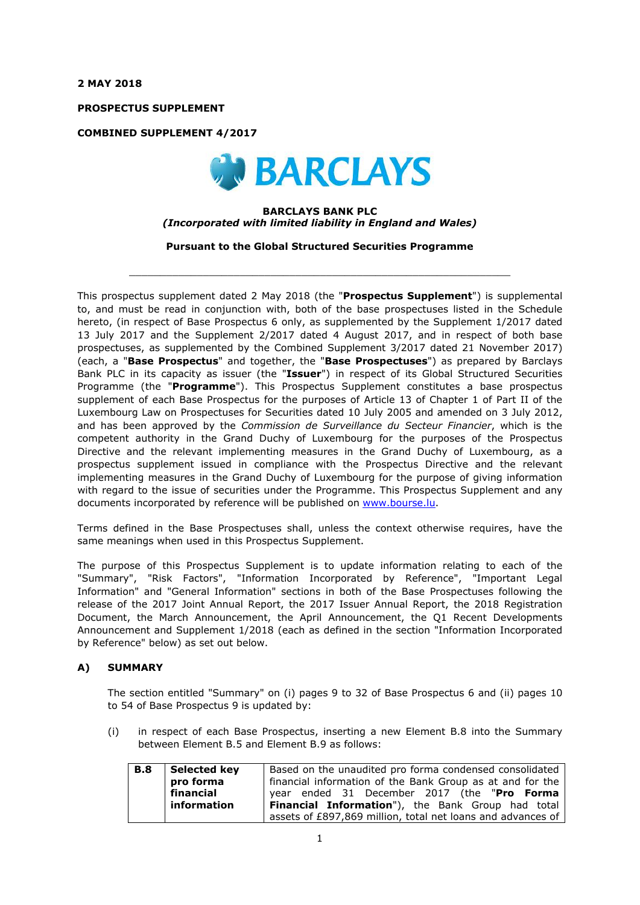**2 MAY 2018**

**PROSPECTUS SUPPLEMENT**

**COMBINED SUPPLEMENT 4/2017**

**BARCLAYS BANK PLC**
***(Incorporated with limited liability in England and Wales)***

**Pursuant to the Global Structured Securities Programme**

---

This prospectus supplement dated 2 May 2018 (the "**Prospectus Supplement**") is supplemental to, and must be read in conjunction with, both of the base prospectuses listed in the Schedule hereto, (in respect of Base Prospectus 6 only, as supplemented by the Supplement 1/2017 dated 13 July 2017 and the Supplement 2/2017 dated 4 August 2017, and in respect of both base prospectuses, as supplemented by the Combined Supplement 3/2017 dated 21 November 2017) (each, a "**Base Prospectus**" and together, the "**Base Prospectuses**") as prepared by Barclays Bank PLC in its capacity as issuer (the "**Issuer**") in respect of its Global Structured Securities Programme (the "**Programme**"). This Prospectus Supplement constitutes a base prospectus supplement of each Base Prospectus for the purposes of Article 13 of Chapter 1 of Part II of the Luxembourg Law on Prospectuses for Securities dated 10 July 2005 and amended on 3 July 2012, and has been approved by the *Commission de Surveillance du Secteur Financier*, which is the competent authority in the Grand Duchy of Luxembourg for the purposes of the Prospectus Directive and the relevant implementing measures in the Grand Duchy of Luxembourg, as a prospectus supplement issued in compliance with the Prospectus Directive and the relevant implementing measures in the Grand Duchy of Luxembourg for the purpose of giving information with regard to the issue of securities under the Programme. This Prospectus Supplement and any documents incorporated by reference will be published on www.bourse.lu.

Terms defined in the Base Prospectuses shall, unless the context otherwise requires, have the same meanings when used in this Prospectus Supplement.

The purpose of this Prospectus Supplement is to update information relating to each of the "Summary", "Risk Factors", "Information Incorporated by Reference", "Important Legal Information" and "General Information" sections in both of the Base Prospectuses following the release of the 2017 Joint Annual Report, the 2017 Issuer Annual Report, the 2018 Registration Document, the March Announcement, the April Announcement, the Q1 Recent Developments Announcement and Supplement 1/2018 (each as defined in the section "Information Incorporated by Reference" below) as set out below.

## A) SUMMARY

The section entitled "Summary" on (i) pages 9 to 32 of Base Prospectus 6 and (ii) pages 10 to 54 of Base Prospectus 9 is updated by:

(i) in respect of each Base Prospectus, inserting a new Element B.8 into the Summary between Element B.5 and Element B.9 as follows:

| B.8 | Selected key pro forma financial information | Based on the unaudited pro forma condensed consolidated financial information of the Bank Group as at and for the year ended 31 December 2017 (the "**Pro Forma Financial Information**"), the Bank Group had total assets of £897,869 million, total net loans and advances of |
|---|---|---|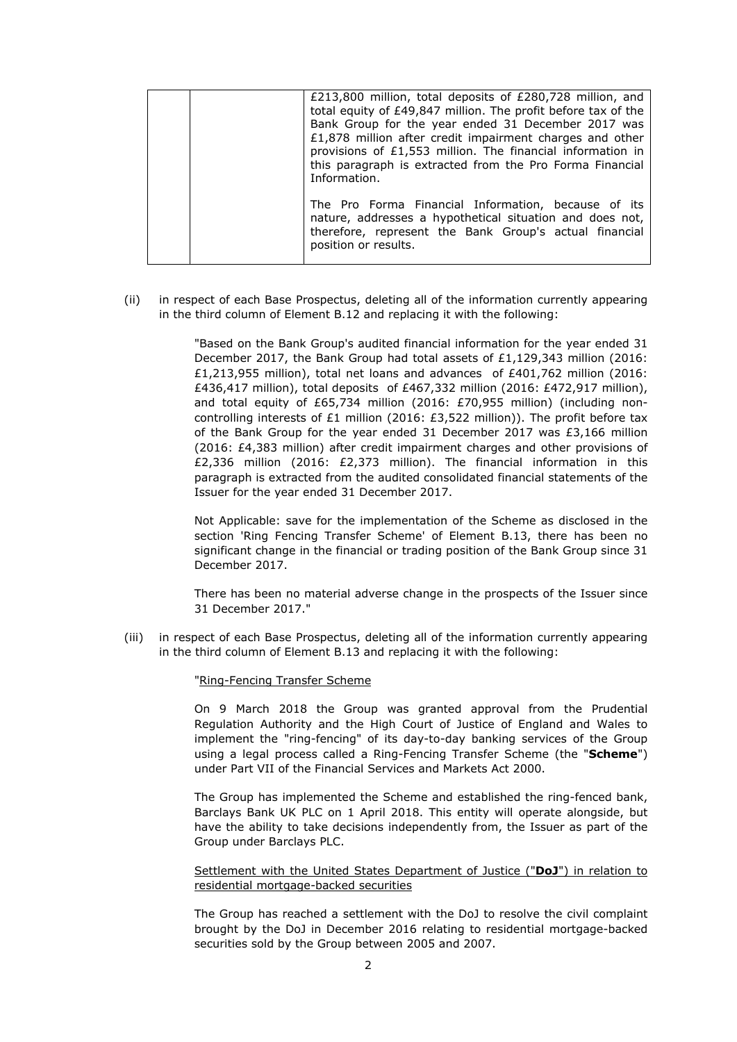| | | £213,800 million, total deposits of £280,728 million, and total equity of £49,847 million. The profit before tax of the Bank Group for the year ended 31 December 2017 was £1,878 million after credit impairment charges and other provisions of £1,553 million. The financial information in this paragraph is extracted from the Pro Forma Financial Information.<br><br>The Pro Forma Financial Information, because of its nature, addresses a hypothetical situation and does not, therefore, represent the Bank Group's actual financial position or results. |
|---|---|---|

(ii) in respect of each Base Prospectus, deleting all of the information currently appearing in the third column of Element B.12 and replacing it with the following:

> "Based on the Bank Group's audited financial information for the year ended 31 December 2017, the Bank Group had total assets of £1,129,343 million (2016: £1,213,955 million), total net loans and advances of £401,762 million (2016: £436,417 million), total deposits of £467,332 million (2016: £472,917 million), and total equity of £65,734 million (2016: £70,955 million) (including non-controlling interests of £1 million (2016: £3,522 million)). The profit before tax of the Bank Group for the year ended 31 December 2017 was £3,166 million (2016: £4,383 million) after credit impairment charges and other provisions of £2,336 million (2016: £2,373 million). The financial information in this paragraph is extracted from the audited consolidated financial statements of the Issuer for the year ended 31 December 2017.
>
> Not Applicable: save for the implementation of the Scheme as disclosed in the section 'Ring Fencing Transfer Scheme' of Element B.13, there has been no significant change in the financial or trading position of the Bank Group since 31 December 2017.
>
> There has been no material adverse change in the prospects of the Issuer since 31 December 2017."

(iii) in respect of each Base Prospectus, deleting all of the information currently appearing in the third column of Element B.13 and replacing it with the following:

> "Ring-Fencing Transfer Scheme
>
> On 9 March 2018 the Group was granted approval from the Prudential Regulation Authority and the High Court of Justice of England and Wales to implement the "ring-fencing" of its day-to-day banking services of the Group using a legal process called a Ring-Fencing Transfer Scheme (the "**Scheme**") under Part VII of the Financial Services and Markets Act 2000.
>
> The Group has implemented the Scheme and established the ring-fenced bank, Barclays Bank UK PLC on 1 April 2018. This entity will operate alongside, but have the ability to take decisions independently from, the Issuer as part of the Group under Barclays PLC.
>
> Settlement with the United States Department of Justice ("**DoJ**") in relation to residential mortgage-backed securities
>
> The Group has reached a settlement with the DoJ to resolve the civil complaint brought by the DoJ in December 2016 relating to residential mortgage-backed securities sold by the Group between 2005 and 2007.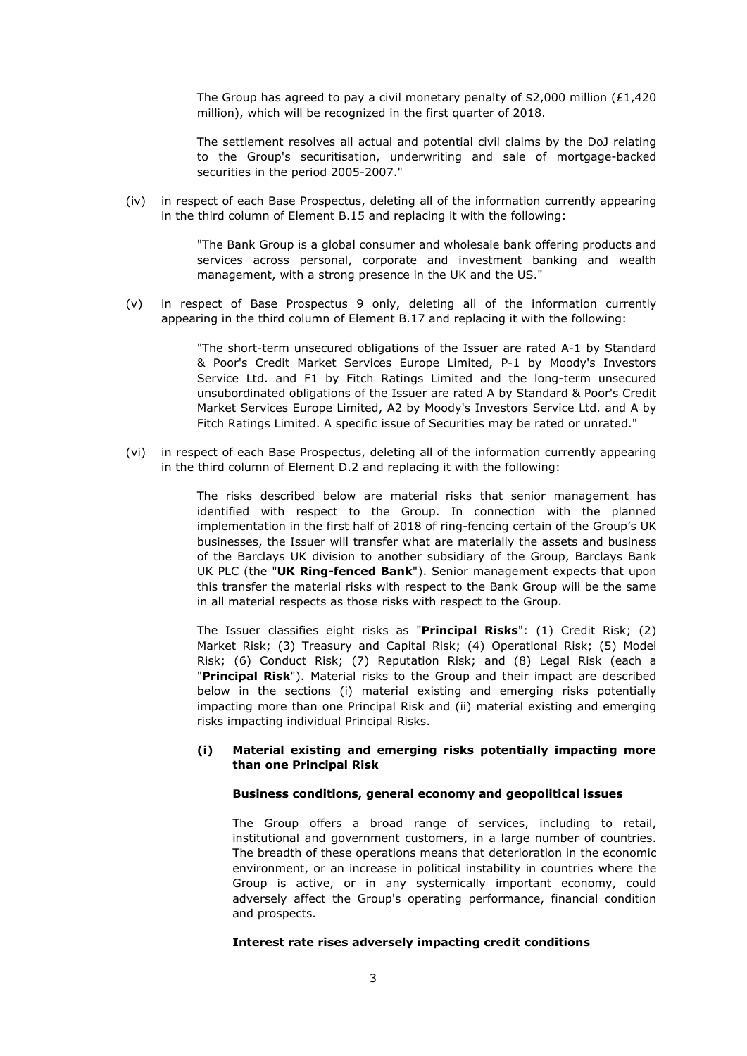The Group has agreed to pay a civil monetary penalty of $2,000 million (£1,420 million), which will be recognized in the first quarter of 2018.

The settlement resolves all actual and potential civil claims by the DoJ relating to the Group's securitisation, underwriting and sale of mortgage-backed securities in the period 2005-2007."

(iv) in respect of each Base Prospectus, deleting all of the information currently appearing in the third column of Element B.15 and replacing it with the following:

"The Bank Group is a global consumer and wholesale bank offering products and services across personal, corporate and investment banking and wealth management, with a strong presence in the UK and the US."

(v) in respect of Base Prospectus 9 only, deleting all of the information currently appearing in the third column of Element B.17 and replacing it with the following:

"The short-term unsecured obligations of the Issuer are rated A-1 by Standard & Poor's Credit Market Services Europe Limited, P-1 by Moody's Investors Service Ltd. and F1 by Fitch Ratings Limited and the long-term unsecured unsubordinated obligations of the Issuer are rated A by Standard & Poor's Credit Market Services Europe Limited, A2 by Moody's Investors Service Ltd. and A by Fitch Ratings Limited. A specific issue of Securities may be rated or unrated."

(vi) in respect of each Base Prospectus, deleting all of the information currently appearing in the third column of Element D.2 and replacing it with the following:

The risks described below are material risks that senior management has identified with respect to the Group. In connection with the planned implementation in the first half of 2018 of ring-fencing certain of the Group's UK businesses, the Issuer will transfer what are materially the assets and business of the Barclays UK division to another subsidiary of the Group, Barclays Bank UK PLC (the "**UK Ring-fenced Bank**"). Senior management expects that upon this transfer the material risks with respect to the Bank Group will be the same in all material respects as those risks with respect to the Group.

The Issuer classifies eight risks as "**Principal Risks**": (1) Credit Risk; (2) Market Risk; (3) Treasury and Capital Risk; (4) Operational Risk; (5) Model Risk; (6) Conduct Risk; (7) Reputation Risk; and (8) Legal Risk (each a "**Principal Risk**"). Material risks to the Group and their impact are described below in the sections (i) material existing and emerging risks potentially impacting more than one Principal Risk and (ii) material existing and emerging risks impacting individual Principal Risks.

**(i) Material existing and emerging risks potentially impacting more than one Principal Risk**

**Business conditions, general economy and geopolitical issues**

The Group offers a broad range of services, including to retail, institutional and government customers, in a large number of countries. The breadth of these operations means that deterioration in the economic environment, or an increase in political instability in countries where the Group is active, or in any systemically important economy, could adversely affect the Group's operating performance, financial condition and prospects.

**Interest rate rises adversely impacting credit conditions**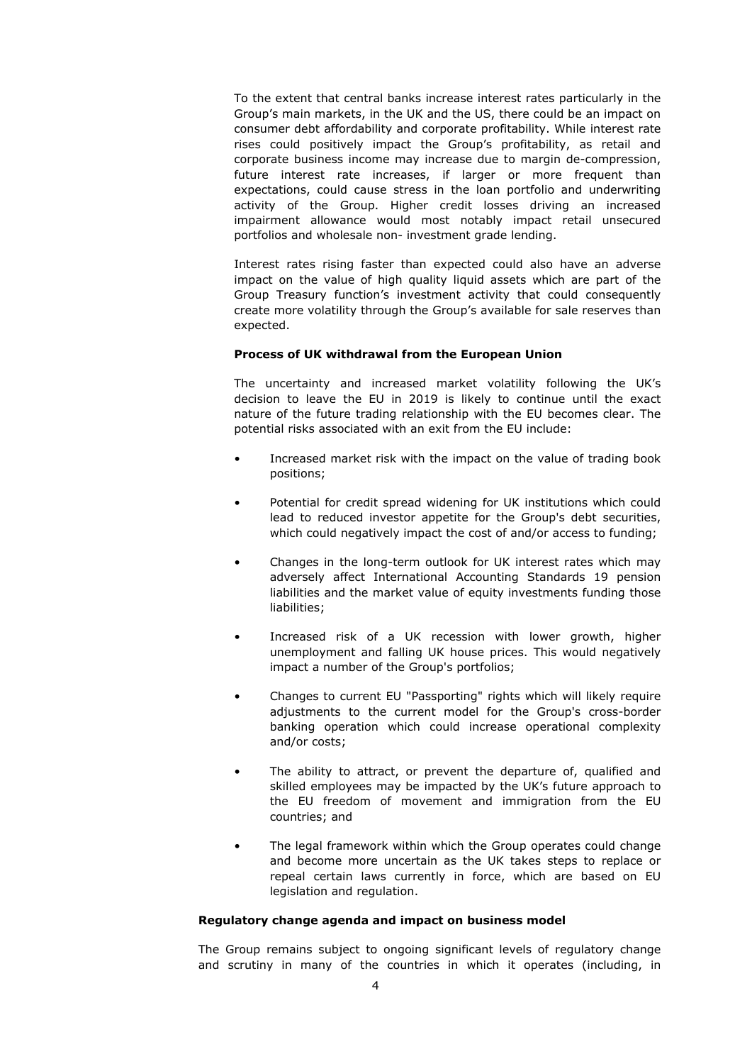To the extent that central banks increase interest rates particularly in the Group's main markets, in the UK and the US, there could be an impact on consumer debt affordability and corporate profitability. While interest rate rises could positively impact the Group's profitability, as retail and corporate business income may increase due to margin de-compression, future interest rate increases, if larger or more frequent than expectations, could cause stress in the loan portfolio and underwriting activity of the Group. Higher credit losses driving an increased impairment allowance would most notably impact retail unsecured portfolios and wholesale non- investment grade lending.

Interest rates rising faster than expected could also have an adverse impact on the value of high quality liquid assets which are part of the Group Treasury function's investment activity that could consequently create more volatility through the Group's available for sale reserves than expected.

**Process of UK withdrawal from the European Union**

The uncertainty and increased market volatility following the UK's decision to leave the EU in 2019 is likely to continue until the exact nature of the future trading relationship with the EU becomes clear. The potential risks associated with an exit from the EU include:

- Increased market risk with the impact on the value of trading book positions;
- Potential for credit spread widening for UK institutions which could lead to reduced investor appetite for the Group's debt securities, which could negatively impact the cost of and/or access to funding;
- Changes in the long-term outlook for UK interest rates which may adversely affect International Accounting Standards 19 pension liabilities and the market value of equity investments funding those liabilities;
- Increased risk of a UK recession with lower growth, higher unemployment and falling UK house prices. This would negatively impact a number of the Group's portfolios;
- Changes to current EU "Passporting" rights which will likely require adjustments to the current model for the Group's cross-border banking operation which could increase operational complexity and/or costs;
- The ability to attract, or prevent the departure of, qualified and skilled employees may be impacted by the UK's future approach to the EU freedom of movement and immigration from the EU countries; and
- The legal framework within which the Group operates could change and become more uncertain as the UK takes steps to replace or repeal certain laws currently in force, which are based on EU legislation and regulation.

**Regulatory change agenda and impact on business model**

The Group remains subject to ongoing significant levels of regulatory change and scrutiny in many of the countries in which it operates (including, in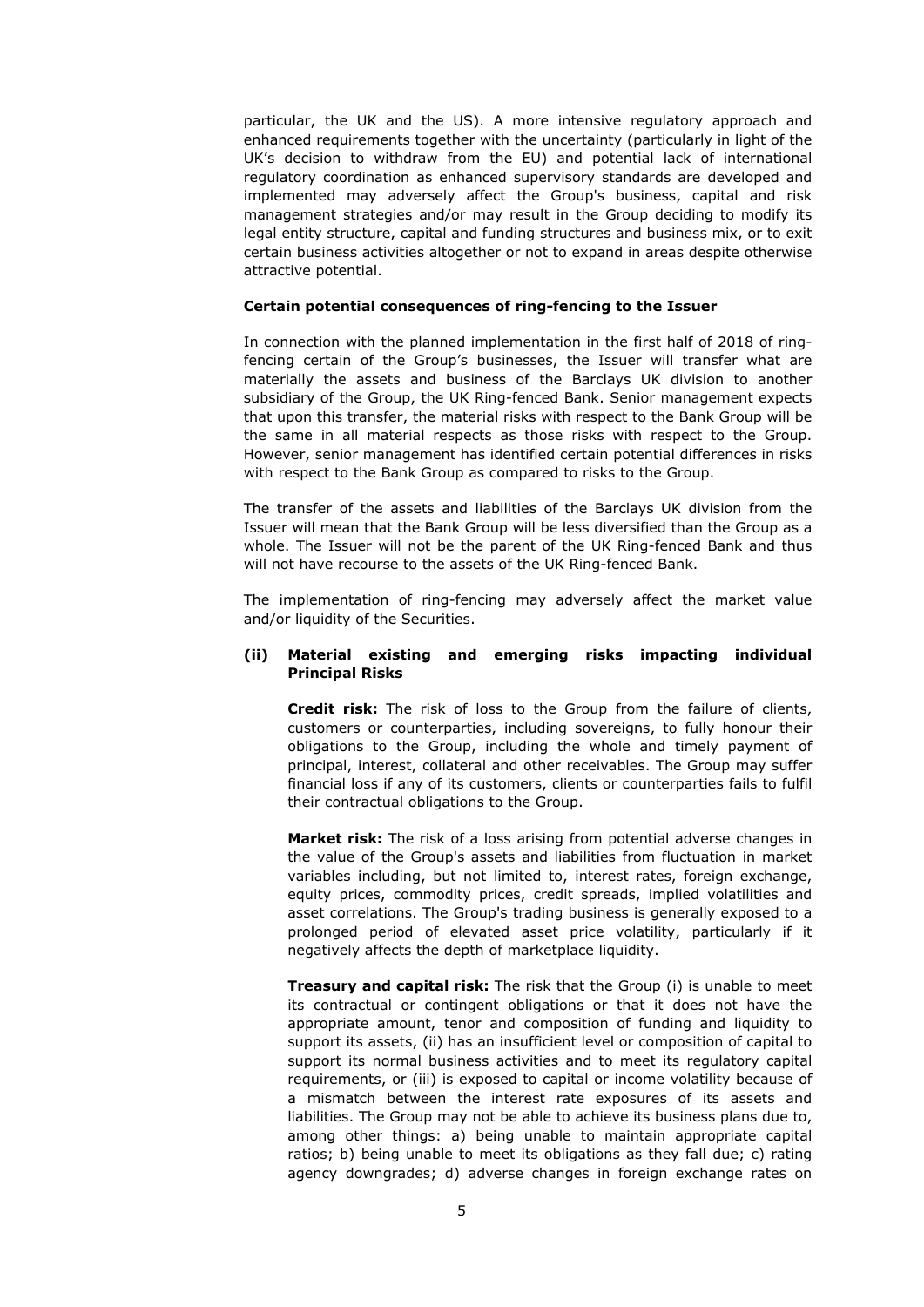particular, the UK and the US). A more intensive regulatory approach and enhanced requirements together with the uncertainty (particularly in light of the UK's decision to withdraw from the EU) and potential lack of international regulatory coordination as enhanced supervisory standards are developed and implemented may adversely affect the Group's business, capital and risk management strategies and/or may result in the Group deciding to modify its legal entity structure, capital and funding structures and business mix, or to exit certain business activities altogether or not to expand in areas despite otherwise attractive potential.

**Certain potential consequences of ring-fencing to the Issuer**

In connection with the planned implementation in the first half of 2018 of ring-fencing certain of the Group's businesses, the Issuer will transfer what are materially the assets and business of the Barclays UK division to another subsidiary of the Group, the UK Ring-fenced Bank. Senior management expects that upon this transfer, the material risks with respect to the Bank Group will be the same in all material respects as those risks with respect to the Group. However, senior management has identified certain potential differences in risks with respect to the Bank Group as compared to risks to the Group.

The transfer of the assets and liabilities of the Barclays UK division from the Issuer will mean that the Bank Group will be less diversified than the Group as a whole. The Issuer will not be the parent of the UK Ring-fenced Bank and thus will not have recourse to the assets of the UK Ring-fenced Bank.

The implementation of ring-fencing may adversely affect the market value and/or liquidity of the Securities.

**(ii) Material existing and emerging risks impacting individual Principal Risks**

**Credit risk:** The risk of loss to the Group from the failure of clients, customers or counterparties, including sovereigns, to fully honour their obligations to the Group, including the whole and timely payment of principal, interest, collateral and other receivables. The Group may suffer financial loss if any of its customers, clients or counterparties fails to fulfil their contractual obligations to the Group.

**Market risk:** The risk of a loss arising from potential adverse changes in the value of the Group's assets and liabilities from fluctuation in market variables including, but not limited to, interest rates, foreign exchange, equity prices, commodity prices, credit spreads, implied volatilities and asset correlations. The Group's trading business is generally exposed to a prolonged period of elevated asset price volatility, particularly if it negatively affects the depth of marketplace liquidity.

**Treasury and capital risk:** The risk that the Group (i) is unable to meet its contractual or contingent obligations or that it does not have the appropriate amount, tenor and composition of funding and liquidity to support its assets, (ii) has an insufficient level or composition of capital to support its normal business activities and to meet its regulatory capital requirements, or (iii) is exposed to capital or income volatility because of a mismatch between the interest rate exposures of its assets and liabilities. The Group may not be able to achieve its business plans due to, among other things: a) being unable to maintain appropriate capital ratios; b) being unable to meet its obligations as they fall due; c) rating agency downgrades; d) adverse changes in foreign exchange rates on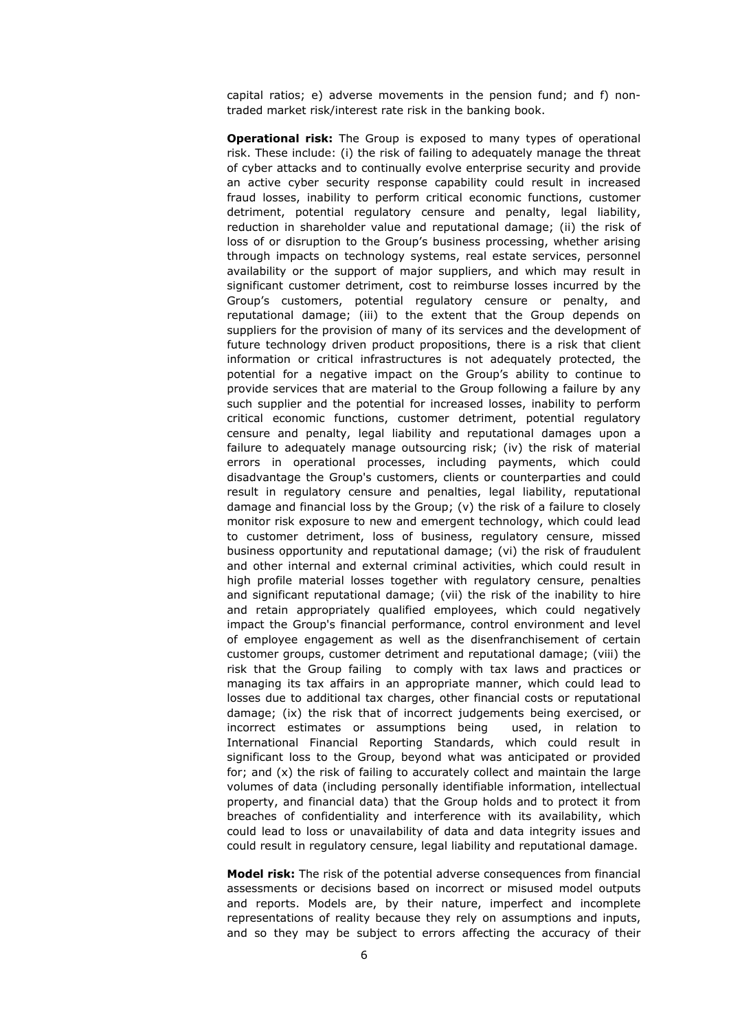capital ratios; e) adverse movements in the pension fund; and f) non-traded market risk/interest rate risk in the banking book.

**Operational risk:** The Group is exposed to many types of operational risk. These include: (i) the risk of failing to adequately manage the threat of cyber attacks and to continually evolve enterprise security and provide an active cyber security response capability could result in increased fraud losses, inability to perform critical economic functions, customer detriment, potential regulatory censure and penalty, legal liability, reduction in shareholder value and reputational damage; (ii) the risk of loss of or disruption to the Group's business processing, whether arising through impacts on technology systems, real estate services, personnel availability or the support of major suppliers, and which may result in significant customer detriment, cost to reimburse losses incurred by the Group's customers, potential regulatory censure or penalty, and reputational damage; (iii) to the extent that the Group depends on suppliers for the provision of many of its services and the development of future technology driven product propositions, there is a risk that client information or critical infrastructures is not adequately protected, the potential for a negative impact on the Group's ability to continue to provide services that are material to the Group following a failure by any such supplier and the potential for increased losses, inability to perform critical economic functions, customer detriment, potential regulatory censure and penalty, legal liability and reputational damages upon a failure to adequately manage outsourcing risk; (iv) the risk of material errors in operational processes, including payments, which could disadvantage the Group's customers, clients or counterparties and could result in regulatory censure and penalties, legal liability, reputational damage and financial loss by the Group; (v) the risk of a failure to closely monitor risk exposure to new and emergent technology, which could lead to customer detriment, loss of business, regulatory censure, missed business opportunity and reputational damage; (vi) the risk of fraudulent and other internal and external criminal activities, which could result in high profile material losses together with regulatory censure, penalties and significant reputational damage; (vii) the risk of the inability to hire and retain appropriately qualified employees, which could negatively impact the Group's financial performance, control environment and level of employee engagement as well as the disenfranchisement of certain customer groups, customer detriment and reputational damage; (viii) the risk that the Group failing to comply with tax laws and practices or managing its tax affairs in an appropriate manner, which could lead to losses due to additional tax charges, other financial costs or reputational damage; (ix) the risk that of incorrect judgements being exercised, or incorrect estimates or assumptions being used, in relation to International Financial Reporting Standards, which could result in significant loss to the Group, beyond what was anticipated or provided for; and (x) the risk of failing to accurately collect and maintain the large volumes of data (including personally identifiable information, intellectual property, and financial data) that the Group holds and to protect it from breaches of confidentiality and interference with its availability, which could lead to loss or unavailability of data and data integrity issues and could result in regulatory censure, legal liability and reputational damage.

**Model risk:** The risk of the potential adverse consequences from financial assessments or decisions based on incorrect or misused model outputs and reports. Models are, by their nature, imperfect and incomplete representations of reality because they rely on assumptions and inputs, and so they may be subject to errors affecting the accuracy of their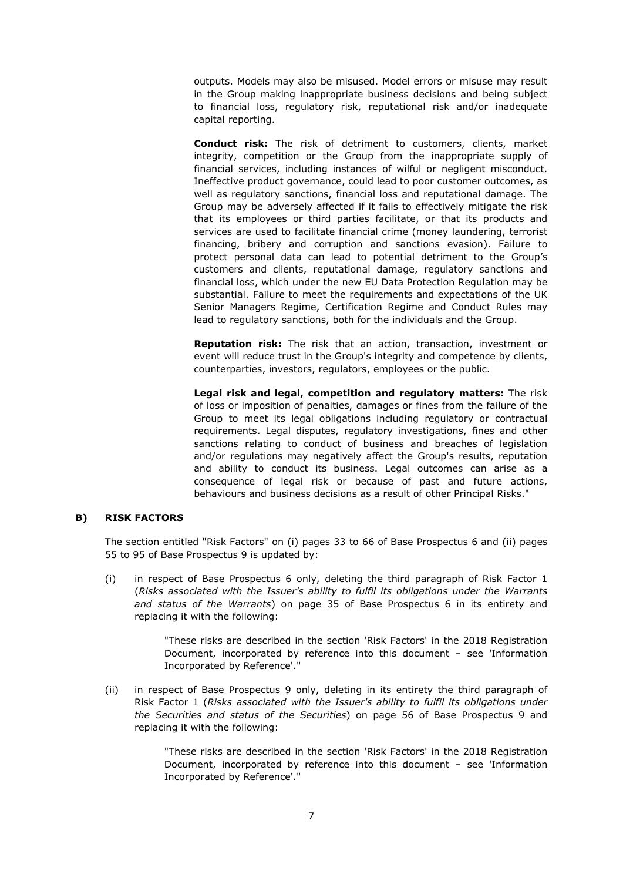outputs. Models may also be misused. Model errors or misuse may result in the Group making inappropriate business decisions and being subject to financial loss, regulatory risk, reputational risk and/or inadequate capital reporting.

**Conduct risk:** The risk of detriment to customers, clients, market integrity, competition or the Group from the inappropriate supply of financial services, including instances of wilful or negligent misconduct. Ineffective product governance, could lead to poor customer outcomes, as well as regulatory sanctions, financial loss and reputational damage. The Group may be adversely affected if it fails to effectively mitigate the risk that its employees or third parties facilitate, or that its products and services are used to facilitate financial crime (money laundering, terrorist financing, bribery and corruption and sanctions evasion). Failure to protect personal data can lead to potential detriment to the Group's customers and clients, reputational damage, regulatory sanctions and financial loss, which under the new EU Data Protection Regulation may be substantial. Failure to meet the requirements and expectations of the UK Senior Managers Regime, Certification Regime and Conduct Rules may lead to regulatory sanctions, both for the individuals and the Group.

**Reputation risk:** The risk that an action, transaction, investment or event will reduce trust in the Group's integrity and competence by clients, counterparties, investors, regulators, employees or the public.

**Legal risk and legal, competition and regulatory matters:** The risk of loss or imposition of penalties, damages or fines from the failure of the Group to meet its legal obligations including regulatory or contractual requirements. Legal disputes, regulatory investigations, fines and other sanctions relating to conduct of business and breaches of legislation and/or regulations may negatively affect the Group's results, reputation and ability to conduct its business. Legal outcomes can arise as a consequence of legal risk or because of past and future actions, behaviours and business decisions as a result of other Principal Risks."

## B) RISK FACTORS

The section entitled "Risk Factors" on (i) pages 33 to 66 of Base Prospectus 6 and (ii) pages 55 to 95 of Base Prospectus 9 is updated by:

(i) in respect of Base Prospectus 6 only, deleting the third paragraph of Risk Factor 1 (*Risks associated with the Issuer's ability to fulfil its obligations under the Warrants and status of the Warrants*) on page 35 of Base Prospectus 6 in its entirety and replacing it with the following:

> "These risks are described in the section 'Risk Factors' in the 2018 Registration Document, incorporated by reference into this document – see 'Information Incorporated by Reference'."

(ii) in respect of Base Prospectus 9 only, deleting in its entirety the third paragraph of Risk Factor 1 (*Risks associated with the Issuer's ability to fulfil its obligations under the Securities and status of the Securities*) on page 56 of Base Prospectus 9 and replacing it with the following:

> "These risks are described in the section 'Risk Factors' in the 2018 Registration Document, incorporated by reference into this document – see 'Information Incorporated by Reference'."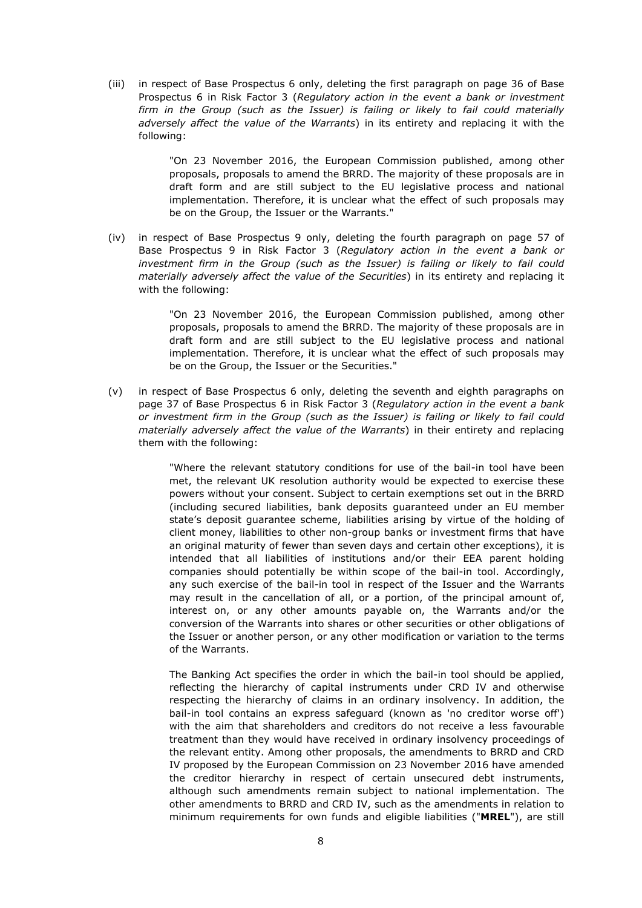(iii) in respect of Base Prospectus 6 only, deleting the first paragraph on page 36 of Base Prospectus 6 in Risk Factor 3 (*Regulatory action in the event a bank or investment firm in the Group (such as the Issuer) is failing or likely to fail could materially adversely affect the value of the Warrants*) in its entirety and replacing it with the following:

> "On 23 November 2016, the European Commission published, among other proposals, proposals to amend the BRRD. The majority of these proposals are in draft form and are still subject to the EU legislative process and national implementation. Therefore, it is unclear what the effect of such proposals may be on the Group, the Issuer or the Warrants."

(iv) in respect of Base Prospectus 9 only, deleting the fourth paragraph on page 57 of Base Prospectus 9 in Risk Factor 3 (*Regulatory action in the event a bank or investment firm in the Group (such as the Issuer) is failing or likely to fail could materially adversely affect the value of the Securities*) in its entirety and replacing it with the following:

> "On 23 November 2016, the European Commission published, among other proposals, proposals to amend the BRRD. The majority of these proposals are in draft form and are still subject to the EU legislative process and national implementation. Therefore, it is unclear what the effect of such proposals may be on the Group, the Issuer or the Securities."

(v) in respect of Base Prospectus 6 only, deleting the seventh and eighth paragraphs on page 37 of Base Prospectus 6 in Risk Factor 3 (*Regulatory action in the event a bank or investment firm in the Group (such as the Issuer) is failing or likely to fail could materially adversely affect the value of the Warrants*) in their entirety and replacing them with the following:

> "Where the relevant statutory conditions for use of the bail-in tool have been met, the relevant UK resolution authority would be expected to exercise these powers without your consent. Subject to certain exemptions set out in the BRRD (including secured liabilities, bank deposits guaranteed under an EU member state's deposit guarantee scheme, liabilities arising by virtue of the holding of client money, liabilities to other non-group banks or investment firms that have an original maturity of fewer than seven days and certain other exceptions), it is intended that all liabilities of institutions and/or their EEA parent holding companies should potentially be within scope of the bail-in tool. Accordingly, any such exercise of the bail-in tool in respect of the Issuer and the Warrants may result in the cancellation of all, or a portion, of the principal amount of, interest on, or any other amounts payable on, the Warrants and/or the conversion of the Warrants into shares or other securities or other obligations of the Issuer or another person, or any other modification or variation to the terms of the Warrants.
>
> The Banking Act specifies the order in which the bail-in tool should be applied, reflecting the hierarchy of capital instruments under CRD IV and otherwise respecting the hierarchy of claims in an ordinary insolvency. In addition, the bail-in tool contains an express safeguard (known as 'no creditor worse off') with the aim that shareholders and creditors do not receive a less favourable treatment than they would have received in ordinary insolvency proceedings of the relevant entity. Among other proposals, the amendments to BRRD and CRD IV proposed by the European Commission on 23 November 2016 have amended the creditor hierarchy in respect of certain unsecured debt instruments, although such amendments remain subject to national implementation. The other amendments to BRRD and CRD IV, such as the amendments in relation to minimum requirements for own funds and eligible liabilities ("**MREL**"), are still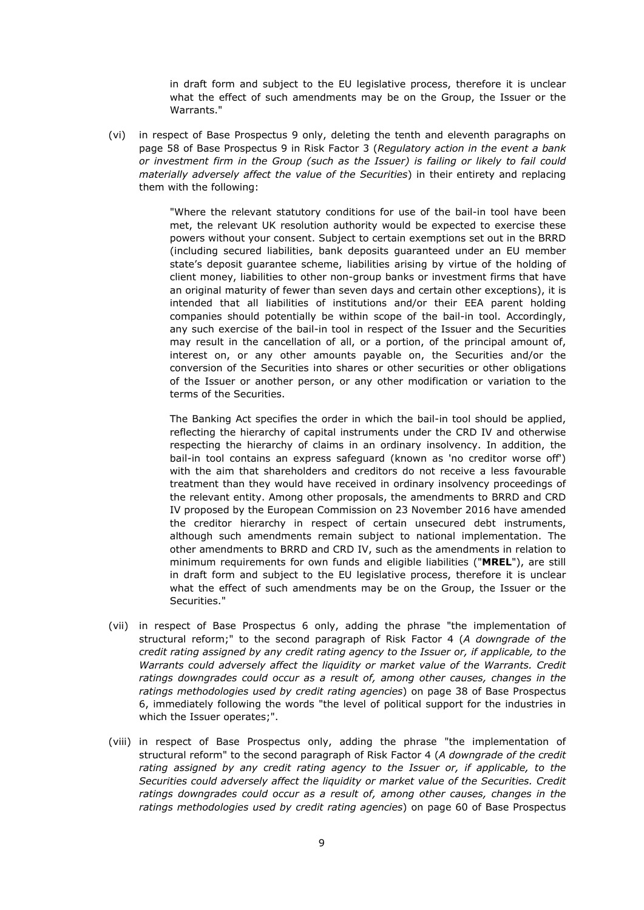in draft form and subject to the EU legislative process, therefore it is unclear what the effect of such amendments may be on the Group, the Issuer or the Warrants."

(vi) in respect of Base Prospectus 9 only, deleting the tenth and eleventh paragraphs on page 58 of Base Prospectus 9 in Risk Factor 3 (*Regulatory action in the event a bank or investment firm in the Group (such as the Issuer) is failing or likely to fail could materially adversely affect the value of the Securities*) in their entirety and replacing them with the following:

> "Where the relevant statutory conditions for use of the bail-in tool have been met, the relevant UK resolution authority would be expected to exercise these powers without your consent. Subject to certain exemptions set out in the BRRD (including secured liabilities, bank deposits guaranteed under an EU member state's deposit guarantee scheme, liabilities arising by virtue of the holding of client money, liabilities to other non-group banks or investment firms that have an original maturity of fewer than seven days and certain other exceptions), it is intended that all liabilities of institutions and/or their EEA parent holding companies should potentially be within scope of the bail-in tool. Accordingly, any such exercise of the bail-in tool in respect of the Issuer and the Securities may result in the cancellation of all, or a portion, of the principal amount of, interest on, or any other amounts payable on, the Securities and/or the conversion of the Securities into shares or other securities or other obligations of the Issuer or another person, or any other modification or variation to the terms of the Securities.
>
> The Banking Act specifies the order in which the bail-in tool should be applied, reflecting the hierarchy of capital instruments under the CRD IV and otherwise respecting the hierarchy of claims in an ordinary insolvency. In addition, the bail-in tool contains an express safeguard (known as 'no creditor worse off') with the aim that shareholders and creditors do not receive a less favourable treatment than they would have received in ordinary insolvency proceedings of the relevant entity. Among other proposals, the amendments to BRRD and CRD IV proposed by the European Commission on 23 November 2016 have amended the creditor hierarchy in respect of certain unsecured debt instruments, although such amendments remain subject to national implementation. The other amendments to BRRD and CRD IV, such as the amendments in relation to minimum requirements for own funds and eligible liabilities ("**MREL**"), are still in draft form and subject to the EU legislative process, therefore it is unclear what the effect of such amendments may be on the Group, the Issuer or the Securities."

(vii) in respect of Base Prospectus 6 only, adding the phrase "the implementation of structural reform;" to the second paragraph of Risk Factor 4 (*A downgrade of the credit rating assigned by any credit rating agency to the Issuer or, if applicable, to the Warrants could adversely affect the liquidity or market value of the Warrants. Credit ratings downgrades could occur as a result of, among other causes, changes in the ratings methodologies used by credit rating agencies*) on page 38 of Base Prospectus 6, immediately following the words "the level of political support for the industries in which the Issuer operates;".

(viii) in respect of Base Prospectus only, adding the phrase "the implementation of structural reform" to the second paragraph of Risk Factor 4 (*A downgrade of the credit rating assigned by any credit rating agency to the Issuer or, if applicable, to the Securities could adversely affect the liquidity or market value of the Securities. Credit ratings downgrades could occur as a result of, among other causes, changes in the ratings methodologies used by credit rating agencies*) on page 60 of Base Prospectus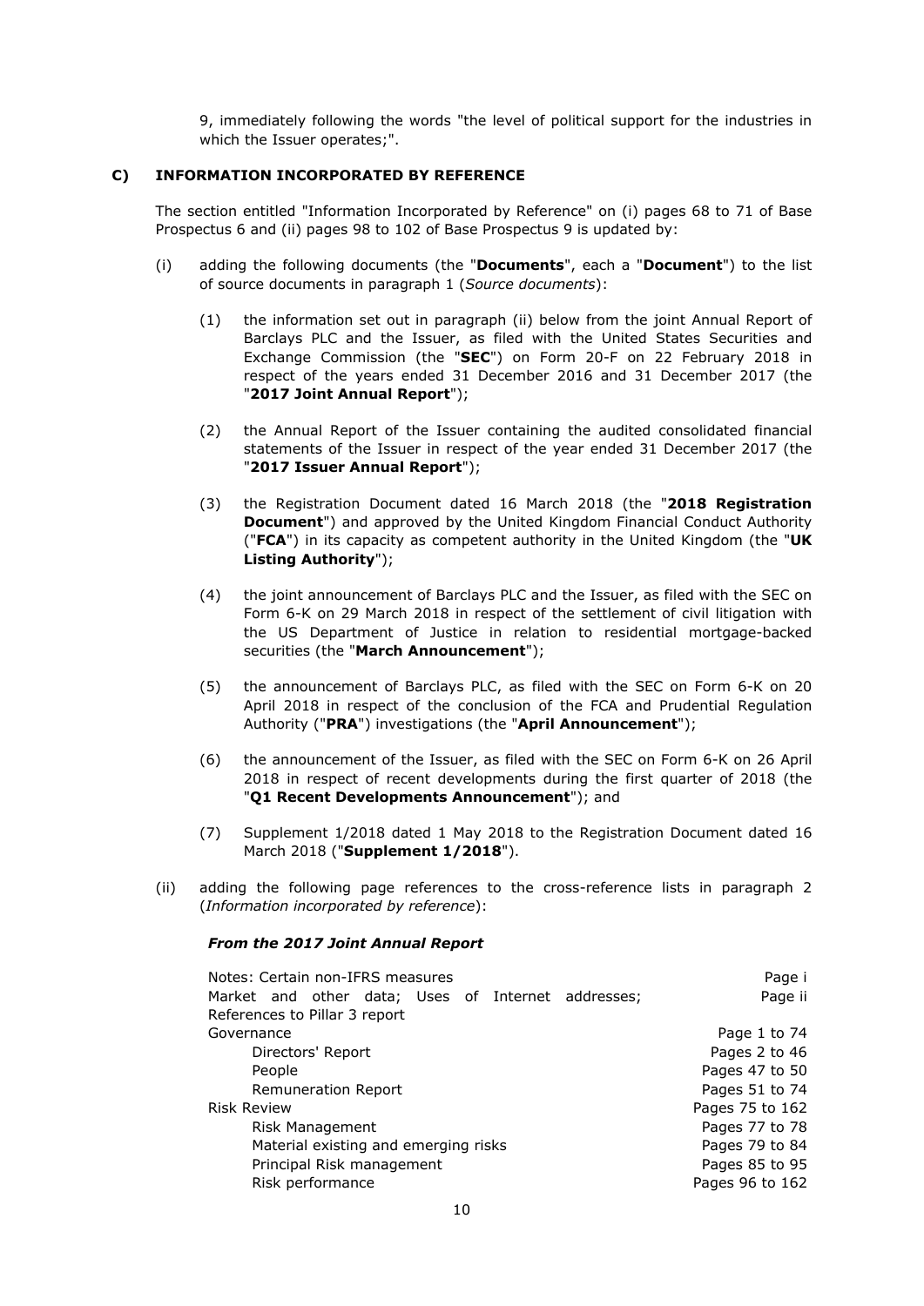9, immediately following the words "the level of political support for the industries in which the Issuer operates;".

## C) INFORMATION INCORPORATED BY REFERENCE

The section entitled "Information Incorporated by Reference" on (i) pages 68 to 71 of Base Prospectus 6 and (ii) pages 98 to 102 of Base Prospectus 9 is updated by:

(i) adding the following documents (the "**Documents**", each a "**Document**") to the list of source documents in paragraph 1 (*Source documents*):

   (1) the information set out in paragraph (ii) below from the joint Annual Report of Barclays PLC and the Issuer, as filed with the United States Securities and Exchange Commission (the "**SEC**") on Form 20-F on 22 February 2018 in respect of the years ended 31 December 2016 and 31 December 2017 (the "**2017 Joint Annual Report**");

   (2) the Annual Report of the Issuer containing the audited consolidated financial statements of the Issuer in respect of the year ended 31 December 2017 (the "**2017 Issuer Annual Report**");

   (3) the Registration Document dated 16 March 2018 (the "**2018 Registration Document**") and approved by the United Kingdom Financial Conduct Authority ("**FCA**") in its capacity as competent authority in the United Kingdom (the "**UK Listing Authority**");

   (4) the joint announcement of Barclays PLC and the Issuer, as filed with the SEC on Form 6-K on 29 March 2018 in respect of the settlement of civil litigation with the US Department of Justice in relation to residential mortgage-backed securities (the "**March Announcement**");

   (5) the announcement of Barclays PLC, as filed with the SEC on Form 6-K on 20 April 2018 in respect of the conclusion of the FCA and Prudential Regulation Authority ("**PRA**") investigations (the "**April Announcement**");

   (6) the announcement of the Issuer, as filed with the SEC on Form 6-K on 26 April 2018 in respect of recent developments during the first quarter of 2018 (the "**Q1 Recent Developments Announcement**"); and

   (7) Supplement 1/2018 dated 1 May 2018 to the Registration Document dated 16 March 2018 ("**Supplement 1/2018**").

(ii) adding the following page references to the cross-reference lists in paragraph 2 (*Information incorporated by reference*):

***From the 2017 Joint Annual Report***

| | |
|---|---|
| Notes: Certain non-IFRS measures | Page i |
| Market and other data; Uses of Internet addresses; References to Pillar 3 report | Page ii |
| Governance | Page 1 to 74 |
| Directors' Report | Pages 2 to 46 |
| People | Pages 47 to 50 |
| Remuneration Report | Pages 51 to 74 |
| Risk Review | Pages 75 to 162 |
| Risk Management | Pages 77 to 78 |
| Material existing and emerging risks | Pages 79 to 84 |
| Principal Risk management | Pages 85 to 95 |
| Risk performance | Pages 96 to 162 |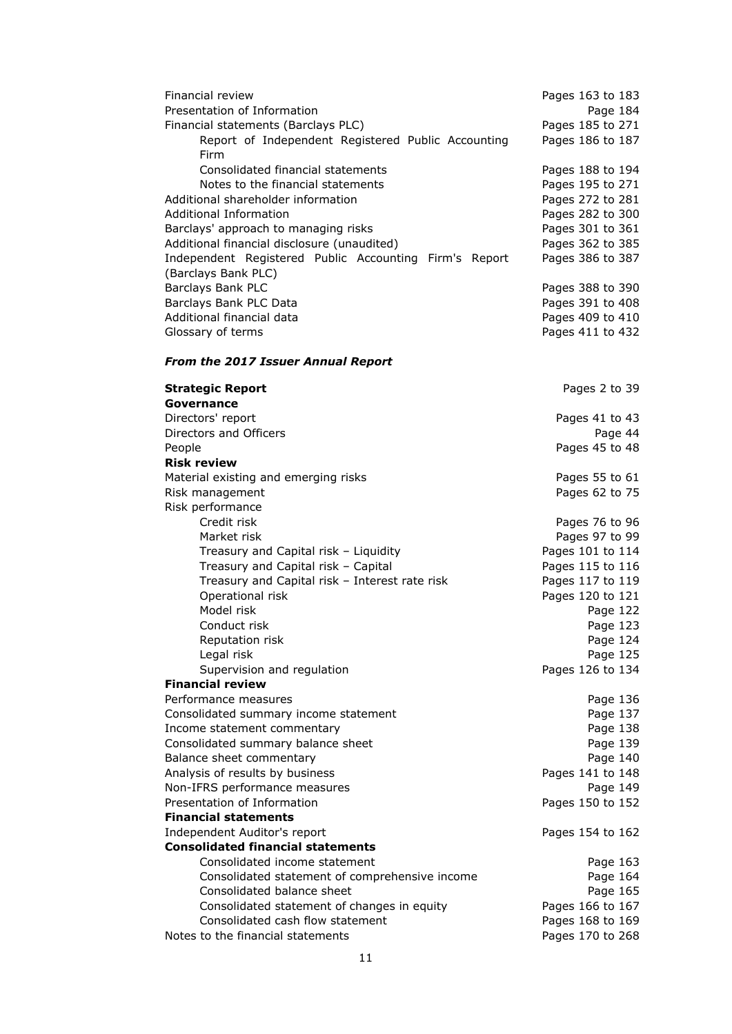| | |
|---|---|
| Financial review | Pages 163 to 183 |
| Presentation of Information | Page 184 |
| Financial statements (Barclays PLC) | Pages 185 to 271 |
| Report of Independent Registered Public Accounting Firm | Pages 186 to 187 |
| Consolidated financial statements | Pages 188 to 194 |
| Notes to the financial statements | Pages 195 to 271 |
| Additional shareholder information | Pages 272 to 281 |
| Additional Information | Pages 282 to 300 |
| Barclays' approach to managing risks | Pages 301 to 361 |
| Additional financial disclosure (unaudited) | Pages 362 to 385 |
| Independent Registered Public Accounting Firm's Report (Barclays Bank PLC) | Pages 386 to 387 |
| Barclays Bank PLC | Pages 388 to 390 |
| Barclays Bank PLC Data | Pages 391 to 408 |
| Additional financial data | Pages 409 to 410 |
| Glossary of terms | Pages 411 to 432 |

***From the 2017 Issuer Annual Report***

| | |
|---|---|
| **Strategic Report** | Pages 2 to 39 |
| **Governance** | |
| Directors' report | Pages 41 to 43 |
| Directors and Officers | Page 44 |
| People | Pages 45 to 48 |
| **Risk review** | |
| Material existing and emerging risks | Pages 55 to 61 |
| Risk management | Pages 62 to 75 |
| Risk performance | |
| Credit risk | Pages 76 to 96 |
| Market risk | Pages 97 to 99 |
| Treasury and Capital risk – Liquidity | Pages 101 to 114 |
| Treasury and Capital risk – Capital | Pages 115 to 116 |
| Treasury and Capital risk – Interest rate risk | Pages 117 to 119 |
| Operational risk | Pages 120 to 121 |
| Model risk | Page 122 |
| Conduct risk | Page 123 |
| Reputation risk | Page 124 |
| Legal risk | Page 125 |
| Supervision and regulation | Pages 126 to 134 |
| **Financial review** | |
| Performance measures | Page 136 |
| Consolidated summary income statement | Page 137 |
| Income statement commentary | Page 138 |
| Consolidated summary balance sheet | Page 139 |
| Balance sheet commentary | Page 140 |
| Analysis of results by business | Pages 141 to 148 |
| Non-IFRS performance measures | Page 149 |
| Presentation of Information | Pages 150 to 152 |
| **Financial statements** | |
| Independent Auditor's report | Pages 154 to 162 |
| **Consolidated financial statements** | |
| Consolidated income statement | Page 163 |
| Consolidated statement of comprehensive income | Page 164 |
| Consolidated balance sheet | Page 165 |
| Consolidated statement of changes in equity | Pages 166 to 167 |
| Consolidated cash flow statement | Pages 168 to 169 |
| Notes to the financial statements | Pages 170 to 268 |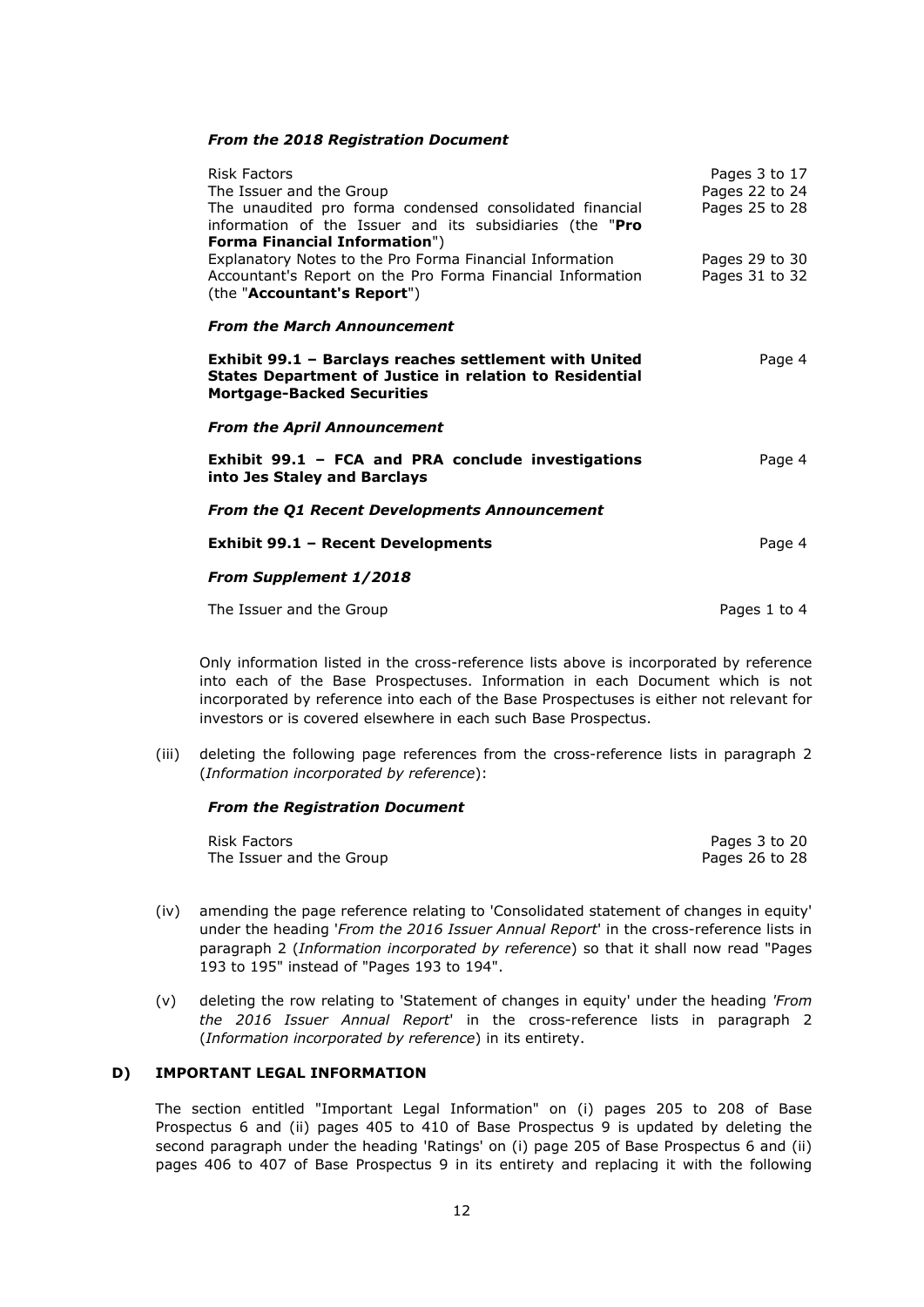***From the 2018 Registration Document***

| | |
|---|---|
| Risk Factors | Pages 3 to 17 |
| The Issuer and the Group | Pages 22 to 24 |
| The unaudited pro forma condensed consolidated financial information of the Issuer and its subsidiaries (the "**Pro Forma Financial Information**") | Pages 25 to 28 |
| Explanatory Notes to the Pro Forma Financial Information | Pages 29 to 30 |
| Accountant's Report on the Pro Forma Financial Information (the "**Accountant's Report**") | Pages 31 to 32 |

***From the March Announcement***

| | |
|---|---|
| **Exhibit 99.1 – Barclays reaches settlement with United States Department of Justice in relation to Residential Mortgage-Backed Securities** | Page 4 |

***From the April Announcement***

| | |
|---|---|
| **Exhibit 99.1 – FCA and PRA conclude investigations into Jes Staley and Barclays** | Page 4 |

***From the Q1 Recent Developments Announcement***

| | |
|---|---|
| **Exhibit 99.1 – Recent Developments** | Page 4 |

***From Supplement 1/2018***

| | |
|---|---|
| The Issuer and the Group | Pages 1 to 4 |

Only information listed in the cross-reference lists above is incorporated by reference into each of the Base Prospectuses. Information in each Document which is not incorporated by reference into each of the Base Prospectuses is either not relevant for investors or is covered elsewhere in each such Base Prospectus.

(iii) deleting the following page references from the cross-reference lists in paragraph 2 (*Information incorporated by reference*):

***From the Registration Document***

| | |
|---|---|
| Risk Factors | Pages 3 to 20 |
| The Issuer and the Group | Pages 26 to 28 |

(iv) amending the page reference relating to 'Consolidated statement of changes in equity' under the heading '*From the 2016 Issuer Annual Report*' in the cross-reference lists in paragraph 2 (*Information incorporated by reference*) so that it shall now read "Pages 193 to 195" instead of "Pages 193 to 194".

(v) deleting the row relating to 'Statement of changes in equity' under the heading *'From the 2016 Issuer Annual Report*' in the cross-reference lists in paragraph 2 (*Information incorporated by reference*) in its entirety.

## D) IMPORTANT LEGAL INFORMATION

The section entitled "Important Legal Information" on (i) pages 205 to 208 of Base Prospectus 6 and (ii) pages 405 to 410 of Base Prospectus 9 is updated by deleting the second paragraph under the heading 'Ratings' on (i) page 205 of Base Prospectus 6 and (ii) pages 406 to 407 of Base Prospectus 9 in its entirety and replacing it with the following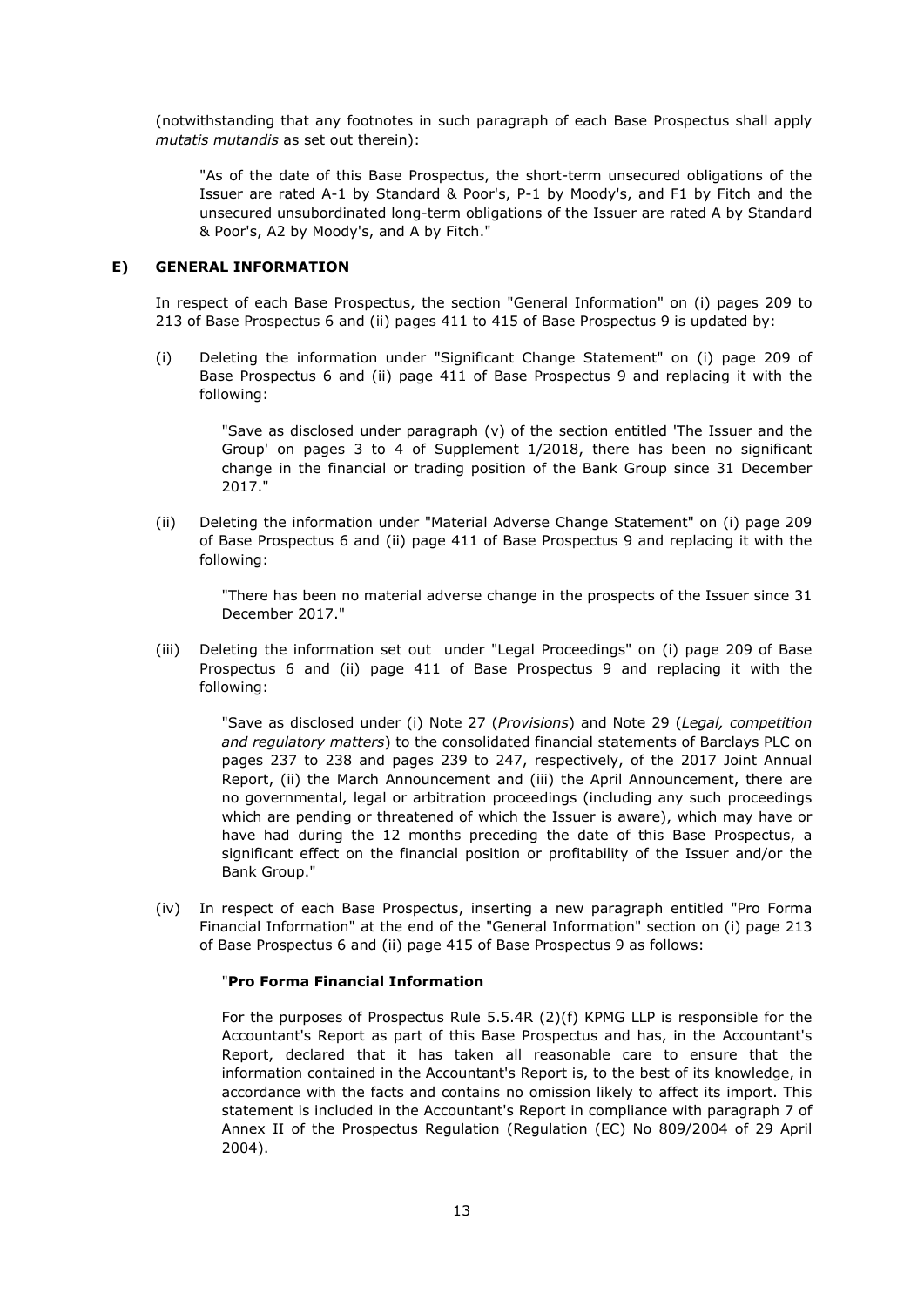(notwithstanding that any footnotes in such paragraph of each Base Prospectus shall apply *mutatis mutandis* as set out therein):

> "As of the date of this Base Prospectus, the short-term unsecured obligations of the Issuer are rated A-1 by Standard & Poor's, P-1 by Moody's, and F1 by Fitch and the unsecured unsubordinated long-term obligations of the Issuer are rated A by Standard & Poor's, A2 by Moody's, and A by Fitch."

## E) GENERAL INFORMATION

In respect of each Base Prospectus, the section "General Information" on (i) pages 209 to 213 of Base Prospectus 6 and (ii) pages 411 to 415 of Base Prospectus 9 is updated by:

(i) Deleting the information under "Significant Change Statement" on (i) page 209 of Base Prospectus 6 and (ii) page 411 of Base Prospectus 9 and replacing it with the following:

> "Save as disclosed under paragraph (v) of the section entitled 'The Issuer and the Group' on pages 3 to 4 of Supplement 1/2018, there has been no significant change in the financial or trading position of the Bank Group since 31 December 2017."

(ii) Deleting the information under "Material Adverse Change Statement" on (i) page 209 of Base Prospectus 6 and (ii) page 411 of Base Prospectus 9 and replacing it with the following:

> "There has been no material adverse change in the prospects of the Issuer since 31 December 2017."

(iii) Deleting the information set out under "Legal Proceedings" on (i) page 209 of Base Prospectus 6 and (ii) page 411 of Base Prospectus 9 and replacing it with the following:

> "Save as disclosed under (i) Note 27 (*Provisions*) and Note 29 (*Legal, competition and regulatory matters*) to the consolidated financial statements of Barclays PLC on pages 237 to 238 and pages 239 to 247, respectively, of the 2017 Joint Annual Report, (ii) the March Announcement and (iii) the April Announcement, there are no governmental, legal or arbitration proceedings (including any such proceedings which are pending or threatened of which the Issuer is aware), which may have or have had during the 12 months preceding the date of this Base Prospectus, a significant effect on the financial position or profitability of the Issuer and/or the Bank Group."

(iv) In respect of each Base Prospectus, inserting a new paragraph entitled "Pro Forma Financial Information" at the end of the "General Information" section on (i) page 213 of Base Prospectus 6 and (ii) page 415 of Base Prospectus 9 as follows:

> "**Pro Forma Financial Information**
>
> For the purposes of Prospectus Rule 5.5.4R (2)(f) KPMG LLP is responsible for the Accountant's Report as part of this Base Prospectus and has, in the Accountant's Report, declared that it has taken all reasonable care to ensure that the information contained in the Accountant's Report is, to the best of its knowledge, in accordance with the facts and contains no omission likely to affect its import. This statement is included in the Accountant's Report in compliance with paragraph 7 of Annex II of the Prospectus Regulation (Regulation (EC) No 809/2004 of 29 April 2004).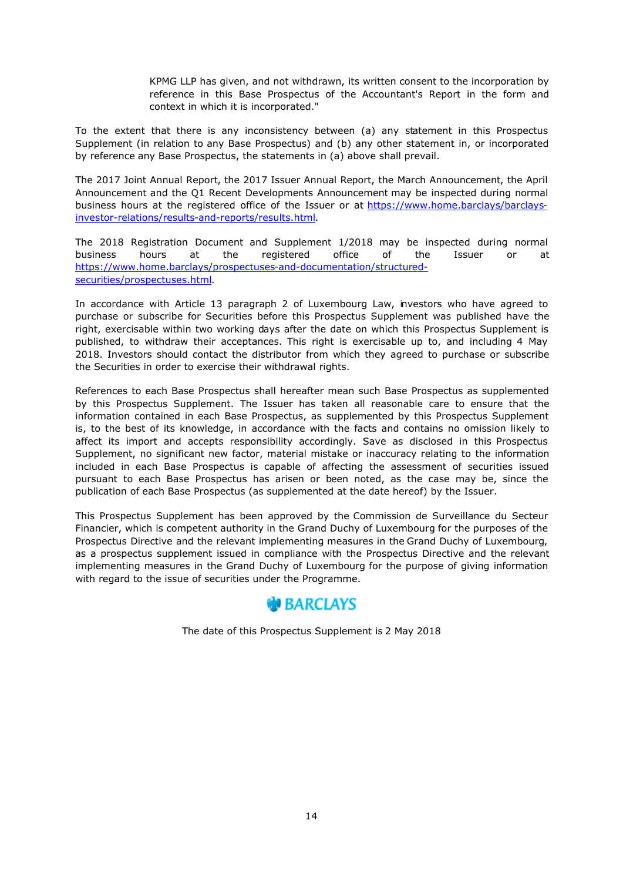KPMG LLP has given, and not withdrawn, its written consent to the incorporation by reference in this Base Prospectus of the Accountant's Report in the form and context in which it is incorporated."

To the extent that there is any inconsistency between (a) any statement in this Prospectus Supplement (in relation to any Base Prospectus) and (b) any other statement in, or incorporated by reference any Base Prospectus, the statements in (a) above shall prevail.

The 2017 Joint Annual Report, the 2017 Issuer Annual Report, the March Announcement, the April Announcement and the Q1 Recent Developments Announcement may be inspected during normal business hours at the registered office of the Issuer or at [https://www.home.barclays/barclays-investor-relations/results-and-reports/results.html](https://www.home.barclays/barclays-investor-relations/results-and-reports/results.html).

The 2018 Registration Document and Supplement 1/2018 may be inspected during normal business hours at the registered office of the Issuer or at [https://www.home.barclays/prospectuses-and-documentation/structured-securities/prospectuses.html](https://www.home.barclays/prospectuses-and-documentation/structured-securities/prospectuses.html).

In accordance with Article 13 paragraph 2 of Luxembourg Law, investors who have agreed to purchase or subscribe for Securities before this Prospectus Supplement was published have the right, exercisable within two working days after the date on which this Prospectus Supplement is published, to withdraw their acceptances. This right is exercisable up to, and including 4 May 2018. Investors should contact the distributor from which they agreed to purchase or subscribe the Securities in order to exercise their withdrawal rights.

References to each Base Prospectus shall hereafter mean such Base Prospectus as supplemented by this Prospectus Supplement. The Issuer has taken all reasonable care to ensure that the information contained in each Base Prospectus, as supplemented by this Prospectus Supplement is, to the best of its knowledge, in accordance with the facts and contains no omission likely to affect its import and accepts responsibility accordingly. Save as disclosed in this Prospectus Supplement, no significant new factor, material mistake or inaccuracy relating to the information included in each Base Prospectus is capable of affecting the assessment of securities issued pursuant to each Base Prospectus has arisen or been noted, as the case may be, since the publication of each Base Prospectus (as supplemented at the date hereof) by the Issuer.

This Prospectus Supplement has been approved by the Commission de Surveillance du Secteur Financier, which is competent authority in the Grand Duchy of Luxembourg for the purposes of the Prospectus Directive and the relevant implementing measures in the Grand Duchy of Luxembourg, as a prospectus supplement issued in compliance with the Prospectus Directive and the relevant implementing measures in the Grand Duchy of Luxembourg for the purpose of giving information with regard to the issue of securities under the Programme.

BARCLAYS

The date of this Prospectus Supplement is 2 May 2018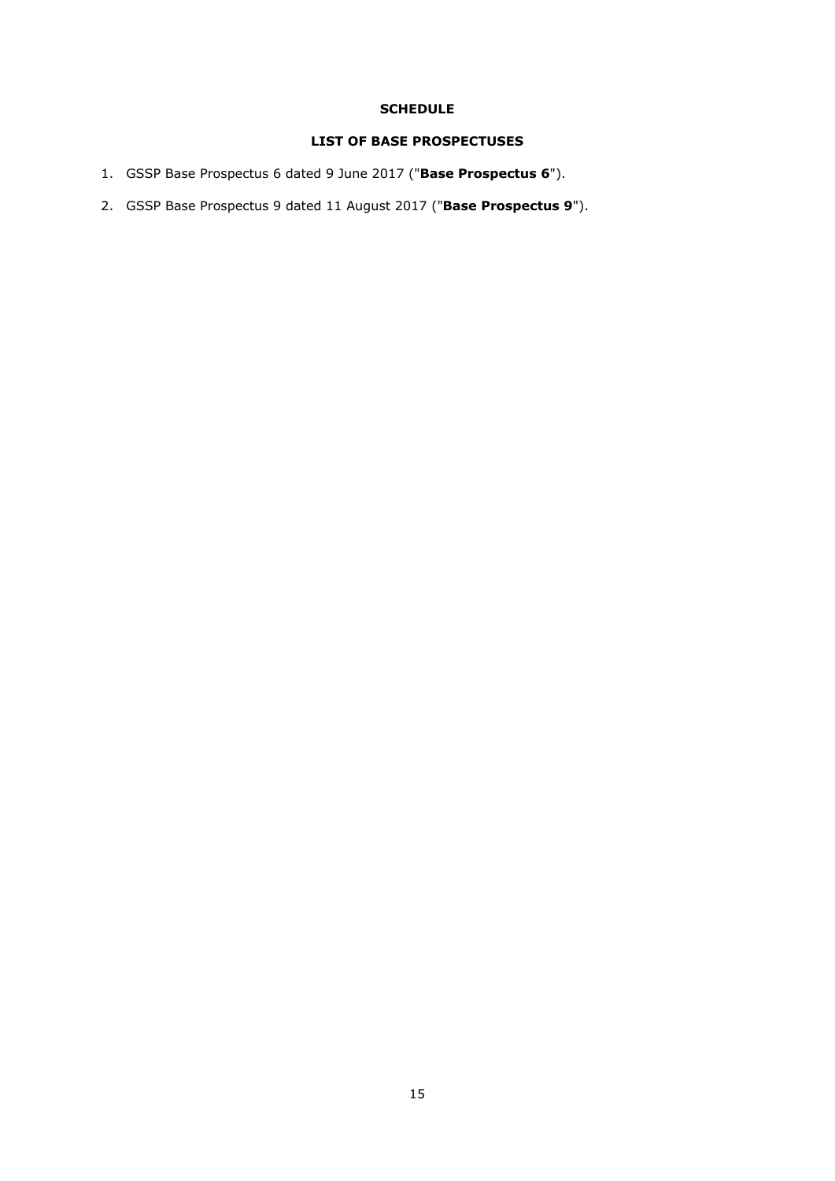## SCHEDULE

## LIST OF BASE PROSPECTUSES

1. GSSP Base Prospectus 6 dated 9 June 2017 ("**Base Prospectus 6**").
2. GSSP Base Prospectus 9 dated 11 August 2017 ("**Base Prospectus 9**").